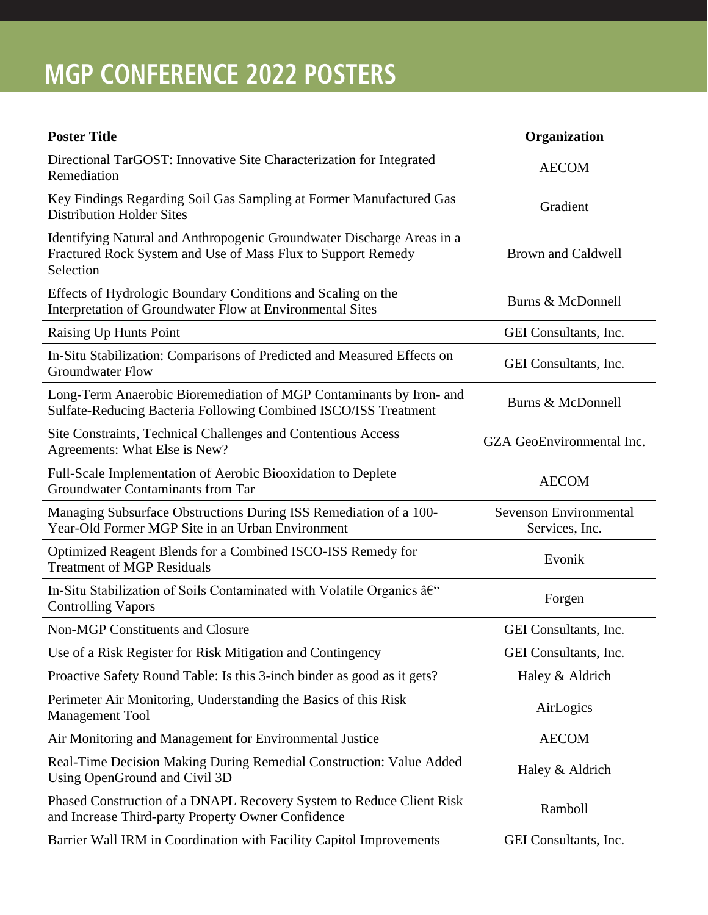# MGP CONFERENCE 2022 POSTERS

| Poster Title | Organization |
|---|---|
| Directional TarGOST: Innovative Site Characterization for Integrated Remediation | AECOM |
| Key Findings Regarding Soil Gas Sampling at Former Manufactured Gas Distribution Holder Sites | Gradient |
| Identifying Natural and Anthropogenic Groundwater Discharge Areas in a Fractured Rock System and Use of Mass Flux to Support Remedy Selection | Brown and Caldwell |
| Effects of Hydrologic Boundary Conditions and Scaling on the Interpretation of Groundwater Flow at Environmental Sites | Burns & McDonnell |
| Raising Up Hunts Point | GEI Consultants, Inc. |
| In-Situ Stabilization: Comparisons of Predicted and Measured Effects on Groundwater Flow | GEI Consultants, Inc. |
| Long-Term Anaerobic Bioremediation of MGP Contaminants by Iron- and Sulfate-Reducing Bacteria Following Combined ISCO/ISS Treatment | Burns & McDonnell |
| Site Constraints, Technical Challenges and Contentious Access Agreements: What Else is New? | GZA GeoEnvironmental Inc. |
| Full-Scale Implementation of Aerobic Biooxidation to Deplete Groundwater Contaminants from Tar | AECOM |
| Managing Subsurface Obstructions During ISS Remediation of a 100-Year-Old Former MGP Site in an Urban Environment | Sevenson Environmental Services, Inc. |
| Optimized Reagent Blends for a Combined ISCO-ISS Remedy for Treatment of MGP Residuals | Evonik |
| In-Situ Stabilization of Soils Contaminated with Volatile Organics â€" Controlling Vapors | Forgen |
| Non-MGP Constituents and Closure | GEI Consultants, Inc. |
| Use of a Risk Register for Risk Mitigation and Contingency | GEI Consultants, Inc. |
| Proactive Safety Round Table: Is this 3-inch binder as good as it gets? | Haley & Aldrich |
| Perimeter Air Monitoring, Understanding the Basics of this Risk Management Tool | AirLogics |
| Air Monitoring and Management for Environmental Justice | AECOM |
| Real-Time Decision Making During Remedial Construction: Value Added Using OpenGround and Civil 3D | Haley & Aldrich |
| Phased Construction of a DNAPL Recovery System to Reduce Client Risk and Increase Third-party Property Owner Confidence | Ramboll |
| Barrier Wall IRM in Coordination with Facility Capitol Improvements | GEI Consultants, Inc. |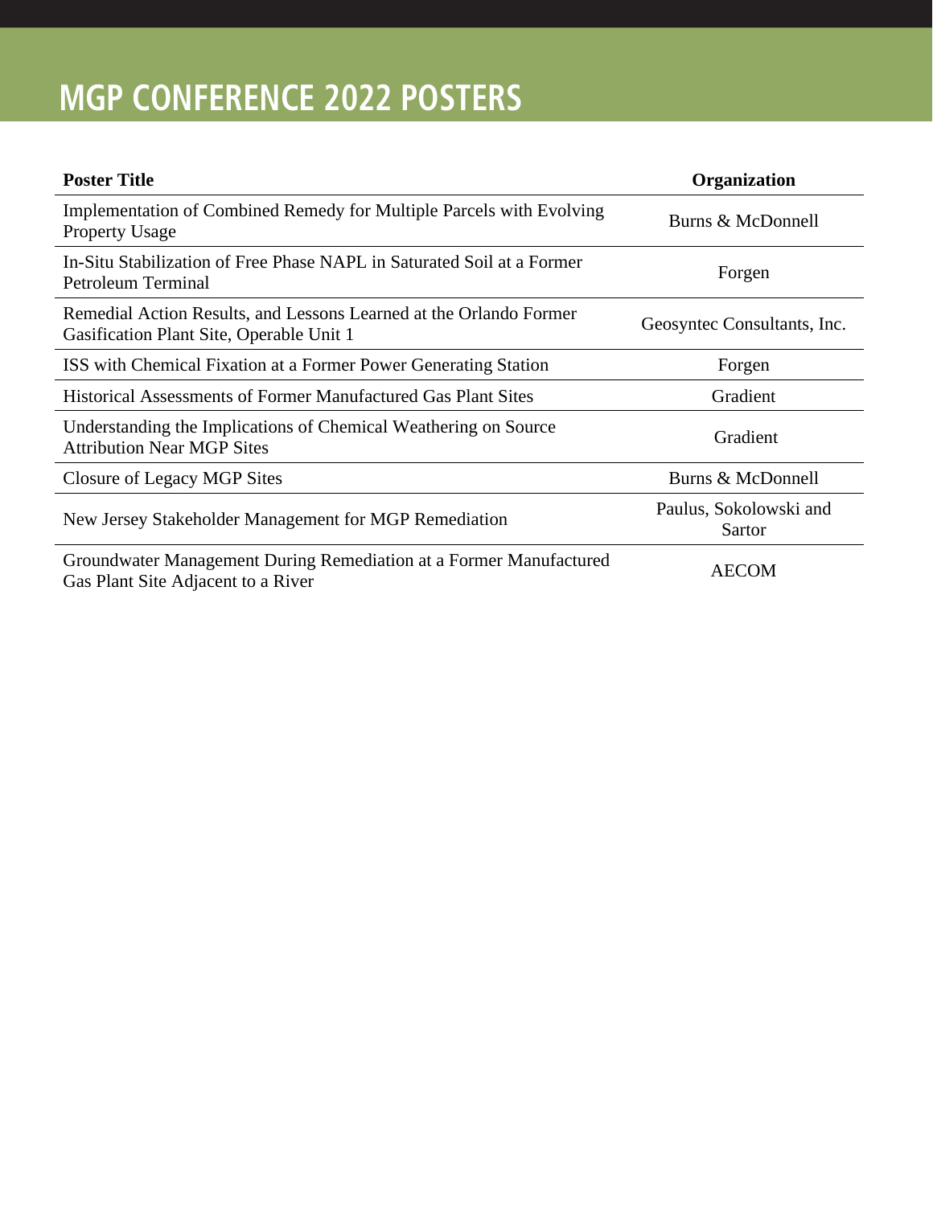# MGP CONFERENCE 2022 POSTERS

| Poster Title | Organization |
|---|---|
| Implementation of Combined Remedy for Multiple Parcels with Evolving Property Usage | Burns & McDonnell |
| In-Situ Stabilization of Free Phase NAPL in Saturated Soil at a Former Petroleum Terminal | Forgen |
| Remedial Action Results, and Lessons Learned at the Orlando Former Gasification Plant Site, Operable Unit 1 | Geosyntec Consultants, Inc. |
| ISS with Chemical Fixation at a Former Power Generating Station | Forgen |
| Historical Assessments of Former Manufactured Gas Plant Sites | Gradient |
| Understanding the Implications of Chemical Weathering on Source Attribution Near MGP Sites | Gradient |
| Closure of Legacy MGP Sites | Burns & McDonnell |
| New Jersey Stakeholder Management for MGP Remediation | Paulus, Sokolowski and Sartor |
| Groundwater Management During Remediation at a Former Manufactured Gas Plant Site Adjacent to a River | AECOM |